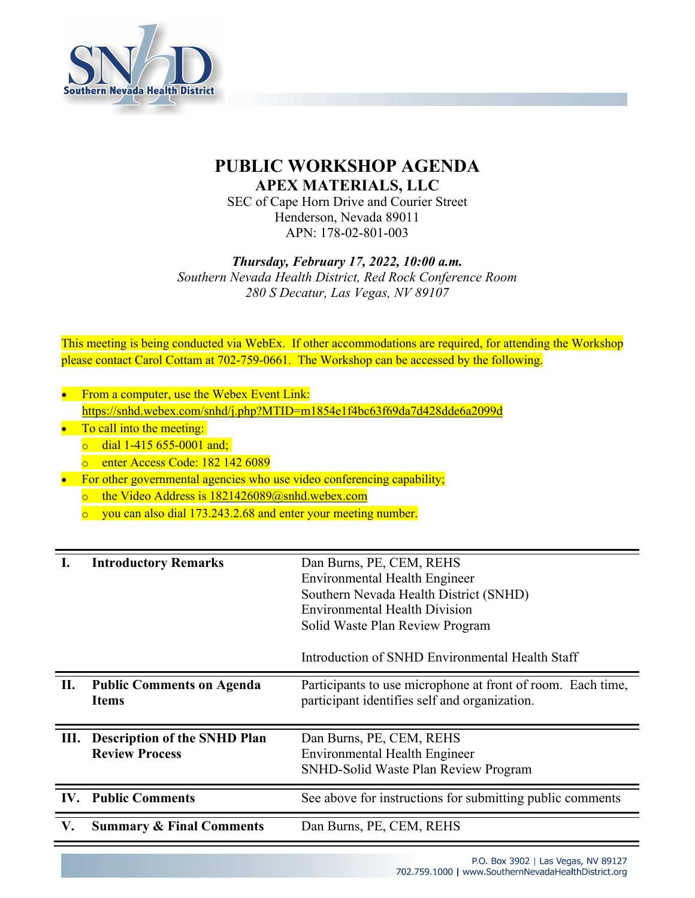# PUBLIC WORKSHOP AGENDA

## APEX MATERIALS, LLC

SEC of Cape Horn Drive and Courier Street
Henderson, Nevada 89011
APN: 178-02-801-003

***Thursday, February 17, 2022, 10:00 a.m.***
*Southern Nevada Health District, Red Rock Conference Room*
*280 S Decatur, Las Vegas, NV 89107*

This meeting is being conducted via WebEx. If other accommodations are required, for attending the Workshop please contact Carol Cottam at 702-759-0661. The Workshop can be accessed by the following.

- From a computer, use the Webex Event Link: https://snhd.webex.com/snhd/j.php?MTID=m1854e1f4bc63f69da7d428dde6a2099d
- To call into the meeting:
  - dial 1-415 655-0001 and;
  - enter Access Code: 182 142 6089
- For other governmental agencies who use video conferencing capability;
  - the Video Address is 1821426089@snhd.webex.com
  - you can also dial 173.243.2.68 and enter your meeting number.

| | | |
|---|---|---|
| **I.** | **Introductory Remarks** | Dan Burns, PE, CEM, REHS<br>Environmental Health Engineer<br>Southern Nevada Health District (SNHD)<br>Environmental Health Division<br>Solid Waste Plan Review Program<br><br>Introduction of SNHD Environmental Health Staff |
| **II.** | **Public Comments on Agenda Items** | Participants to use microphone at front of room. Each time, participant identifies self and organization. |
| **III.** | **Description of the SNHD Plan Review Process** | Dan Burns, PE, CEM, REHS<br>Environmental Health Engineer<br>SNHD-Solid Waste Plan Review Program |
| **IV.** | **Public Comments** | See above for instructions for submitting public comments |
| **V.** | **Summary & Final Comments** | Dan Burns, PE, CEM, REHS |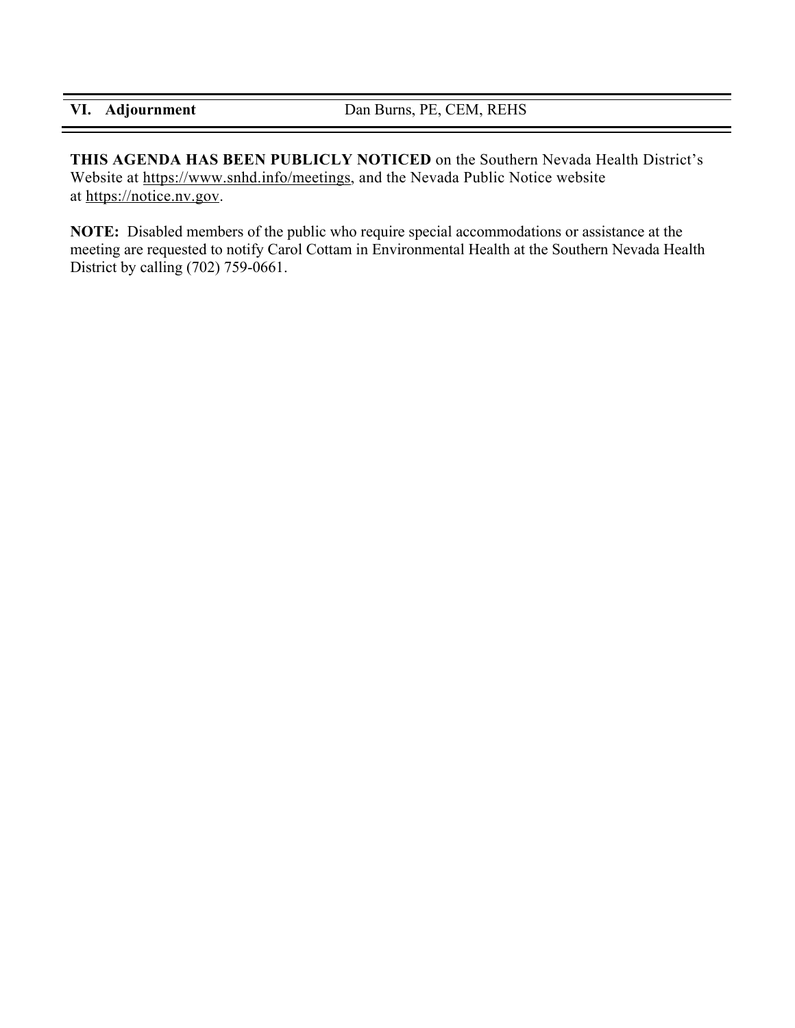| | |
|---|---|
| **VI. Adjournment** | Dan Burns, PE, CEM, REHS |

**THIS AGENDA HAS BEEN PUBLICLY NOTICED** on the Southern Nevada Health District's Website at https://www.snhd.info/meetings, and the Nevada Public Notice website at https://notice.nv.gov.

**NOTE:** Disabled members of the public who require special accommodations or assistance at the meeting are requested to notify Carol Cottam in Environmental Health at the Southern Nevada Health District by calling (702) 759-0661.